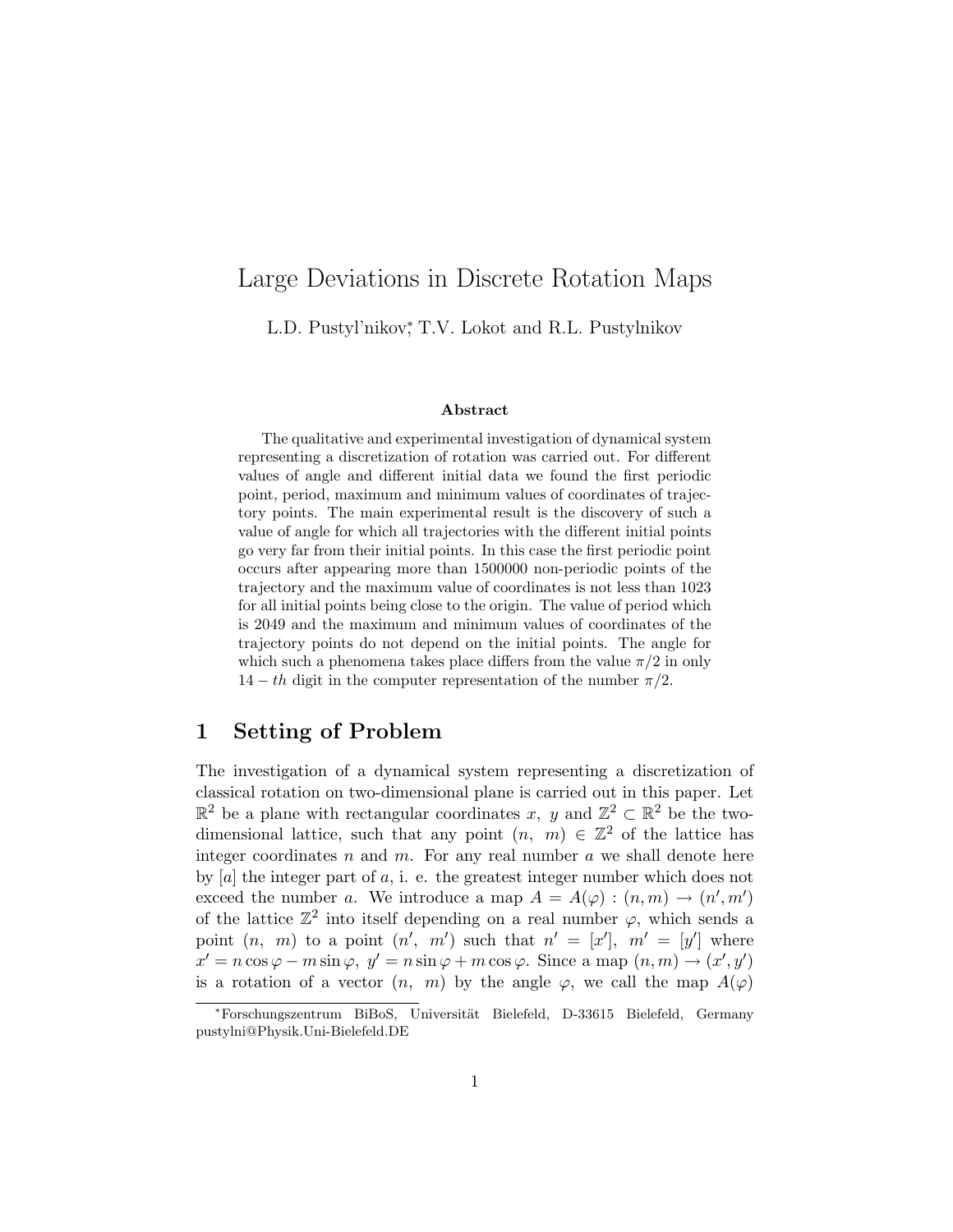# Large Deviations in Discrete Rotation Maps

L.D. Pustyl'nikov[*], T.V. Lokot and R.L. Pustylnikov

### Abstract

The qualitative and experimental investigation of dynamical system representing a discretization of rotation was carried out. For different values of angle and different initial data we found the first periodic point, period, maximum and minimum values of coordinates of trajectory points. The main experimental result is the discovery of such a value of angle for which all trajectories with the different initial points go very far from their initial points. In this case the first periodic point occurs after appearing more than 1500000 non-periodic points of the trajectory and the maximum value of coordinates is not less than 1023 for all initial points being close to the origin. The value of period which is 2049 and the maximum and minimum values of coordinates of the trajectory points do not depend on the initial points. The angle for which such a phenomena takes place differs from the value $\pi/2$ in only $14-th$ digit in the computer representation of the number $\pi/2$.

## 1 Setting of Problem

The investigation of a dynamical system representing a discretization of classical rotation on two-dimensional plane is carried out in this paper. Let $\mathbb{R}^2$ be a plane with rectangular coordinates $x,\ y$ and $\mathbb{Z}^2 \subset \mathbb{R}^2$ be the two-dimensional lattice, such that any point $(n,\ m) \in \mathbb{Z}^2$ of the lattice has integer coordinates $n$ and $m$. For any real number $a$ we shall denote here by $[a]$ the integer part of $a$, i. e. the greatest integer number which does not exceed the number $a$. We introduce a map $A = A(\varphi) : (n,m) \to (n',m')$ of the lattice $\mathbb{Z}^2$ into itself depending on a real number $\varphi$, which sends a point $(n,\ m)$ to a point $(n',\ m')$ such that $n' = [x'],\ m' = [y']$ where $x' = n\cos\varphi - m\sin\varphi,\ y' = n\sin\varphi + m\cos\varphi$. Since a map $(n,m) \to (x',y')$ is a rotation of a vector $(n,\ m)$ by the angle $\varphi$, we call the map $A(\varphi)$

---

[*] Forschungszentrum BiBoS, Universität Bielefeld, D-33615 Bielefeld, Germany pustylni@Physik.Uni-Bielefeld.DE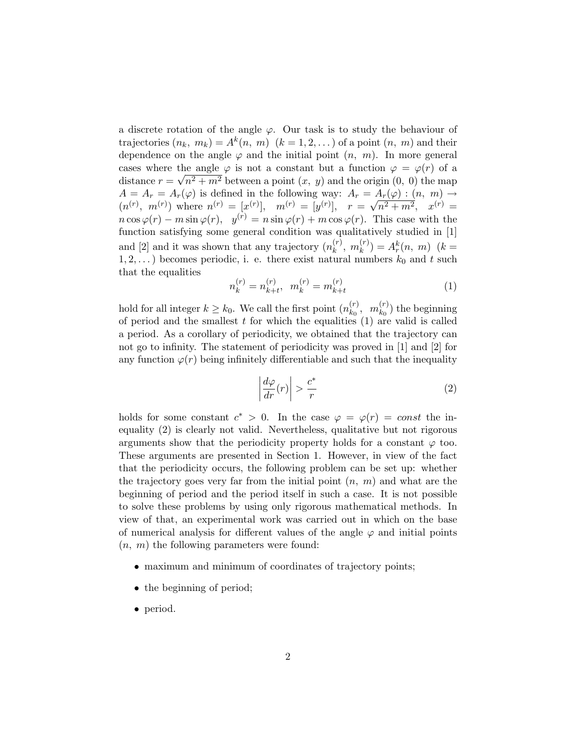a discrete rotation of the angle $\varphi$. Our task is to study the behaviour of trajectories $(n_k,\ m_k) = A^k(n,\ m)\ \ (k = 1, 2, \dots)$ of a point $(n,\ m)$ and their dependence on the angle $\varphi$ and the initial point $(n,\ m)$. In more general cases where the angle $\varphi$ is not a constant but a function $\varphi = \varphi(r)$ of a distance $r = \sqrt{n^2 + m^2}$ between a point $(x,\ y)$ and the origin $(0,\ 0)$ the map $A = A_r = A_r(\varphi)$ is defined in the following way: $A_r = A_r(\varphi) : (n,\ m) \rightarrow (n^{(r)},\ m^{(r)})$ where $n^{(r)} = [x^{(r)}],\ \ m^{(r)} = [y^{(r)}],\ \ r = \sqrt{n^2 + m^2},\ \ x^{(r)} = n\cos\varphi(r) - m\sin\varphi(r),\ \ y^{(r)} = n\sin\varphi(r) + m\cos\varphi(r)$. This case with the function satisfying some general condition was qualitatively studied in [1] and [2] and it was shown that any trajectory $(n_k^{(r)},\ m_k^{(r)}) = A_r^k(n,\ m)\ \ (k = 1, 2, \dots)$ becomes periodic, i. e. there exist natural numbers $k_0$ and $t$ such that the equalities

$$n_k^{(r)} = n_{k+t}^{(r)},\ \ m_k^{(r)} = m_{k+t}^{(r)} \tag{1}$$

hold for all integer $k \geq k_0$. We call the first point $(n_{k_0}^{(r)},\ \ m_{k_0}^{(r)})$ the beginning of period and the smallest $t$ for which the equalities (1) are valid is called a period. As a corollary of periodicity, we obtained that the trajectory can not go to infinity. The statement of periodicity was proved in [1] and [2] for any function $\varphi(r)$ being infinitely differentiable and such that the inequality

$$\left|\frac{d\varphi}{dr}(r)\right| > \frac{c^*}{r} \tag{2}$$

holds for some constant $c^* > 0$. In the case $\varphi = \varphi(r) = const$ the inequality (2) is clearly not valid. Nevertheless, qualitative but not rigorous arguments show that the periodicity property holds for a constant $\varphi$ too. These arguments are presented in Section 1. However, in view of the fact that the periodicity occurs, the following problem can be set up: whether the trajectory goes very far from the initial point $(n,\ m)$ and what are the beginning of period and the period itself in such a case. It is not possible to solve these problems by using only rigorous mathematical methods. In view of that, an experimental work was carried out in which on the base of numerical analysis for different values of the angle $\varphi$ and initial points $(n,\ m)$ the following parameters were found:

- maximum and minimum of coordinates of trajectory points;
- the beginning of period;
- period.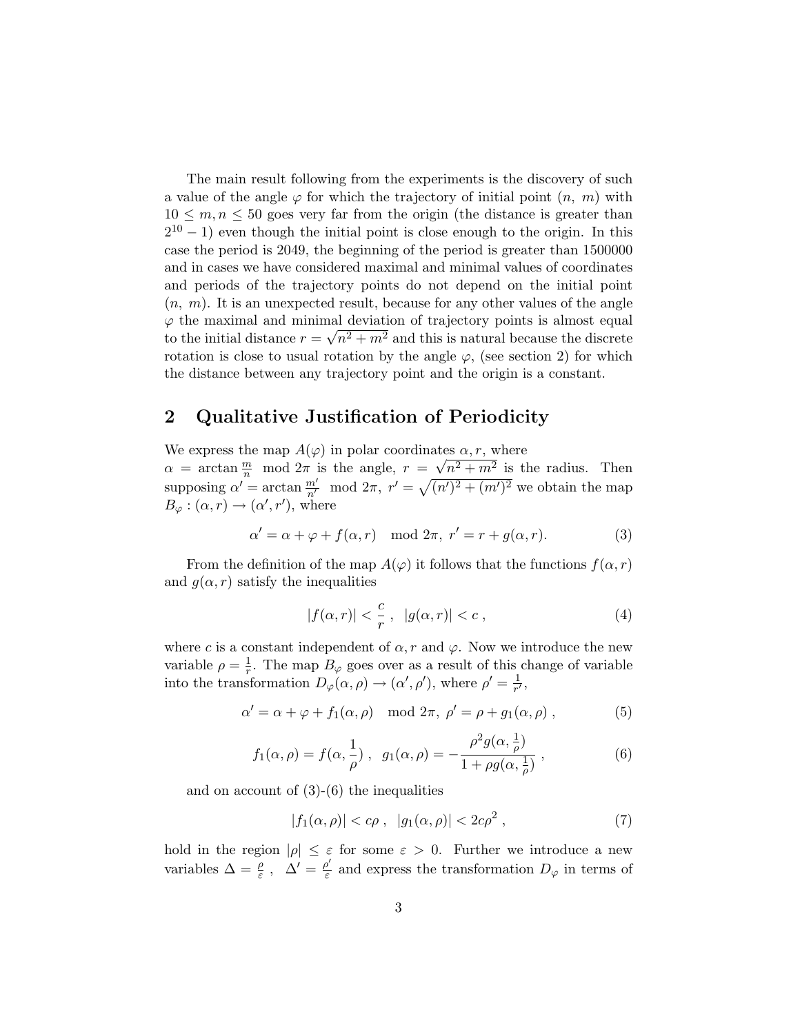The main result following from the experiments is the discovery of such a value of the angle $\varphi$ for which the trajectory of initial point $(n,\ m)$ with $10 \le m, n \le 50$ goes very far from the origin (the distance is greater than $2^{10}-1$) even though the initial point is close enough to the origin. In this case the period is 2049, the beginning of the period is greater than 1500000 and in cases we have considered maximal and minimal values of coordinates and periods of the trajectory points do not depend on the initial point $(n,\ m)$. It is an unexpected result, because for any other values of the angle $\varphi$ the maximal and minimal deviation of trajectory points is almost equal to the initial distance $r = \sqrt{n^2+m^2}$ and this is natural because the discrete rotation is close to usual rotation by the angle $\varphi$, (see section 2) for which the distance between any trajectory point and the origin is a constant.

## 2 Qualitative Justification of Periodicity

We express the map $A(\varphi)$ in polar coordinates $\alpha, r$, where $\alpha = \arctan \frac{m}{n} \mod 2\pi$ is the angle, $r = \sqrt{n^2+m^2}$ is the radius. Then supposing $\alpha' = \arctan \frac{m'}{n'} \mod 2\pi,\ r' = \sqrt{(n')^2+(m')^2}$ we obtain the map $B_\varphi : (\alpha, r) \to (\alpha', r')$, where

$$\alpha' = \alpha + \varphi + f(\alpha, r) \mod 2\pi,\ r' = r + g(\alpha, r). \tag{3}$$

From the definition of the map $A(\varphi)$ it follows that the functions $f(\alpha, r)$ and $g(\alpha, r)$ satisfy the inequalities

$$|f(\alpha, r)| < \frac{c}{r}\ ,\ \ |g(\alpha, r)| < c\ , \tag{4}$$

where $c$ is a constant independent of $\alpha, r$ and $\varphi$. Now we introduce the new variable $\rho = \frac{1}{r}$. The map $B_\varphi$ goes over as a result of this change of variable into the transformation $D_\varphi(\alpha, \rho) \to (\alpha', \rho')$, where $\rho' = \frac{1}{r'}$,

$$\alpha' = \alpha + \varphi + f_1(\alpha, \rho) \mod 2\pi,\ \rho' = \rho + g_1(\alpha, \rho)\ , \tag{5}$$

$$f_1(\alpha, \rho) = f(\alpha, \frac{1}{\rho})\ ,\ \ g_1(\alpha, \rho) = -\frac{\rho^2 g(\alpha, \frac{1}{\rho})}{1 + \rho g(\alpha, \frac{1}{\rho})}\ , \tag{6}$$

and on account of (3)-(6) the inequalities

$$|f_1(\alpha, \rho)| < c\rho\ ,\ \ |g_1(\alpha, \rho)| < 2c\rho^2\ , \tag{7}$$

hold in the region $|\rho| \le \varepsilon$ for some $\varepsilon > 0$. Further we introduce a new variables $\Delta = \frac{\rho}{\varepsilon}\ ,\ \ \Delta' = \frac{\rho'}{\varepsilon}$ and express the transformation $D_\varphi$ in terms of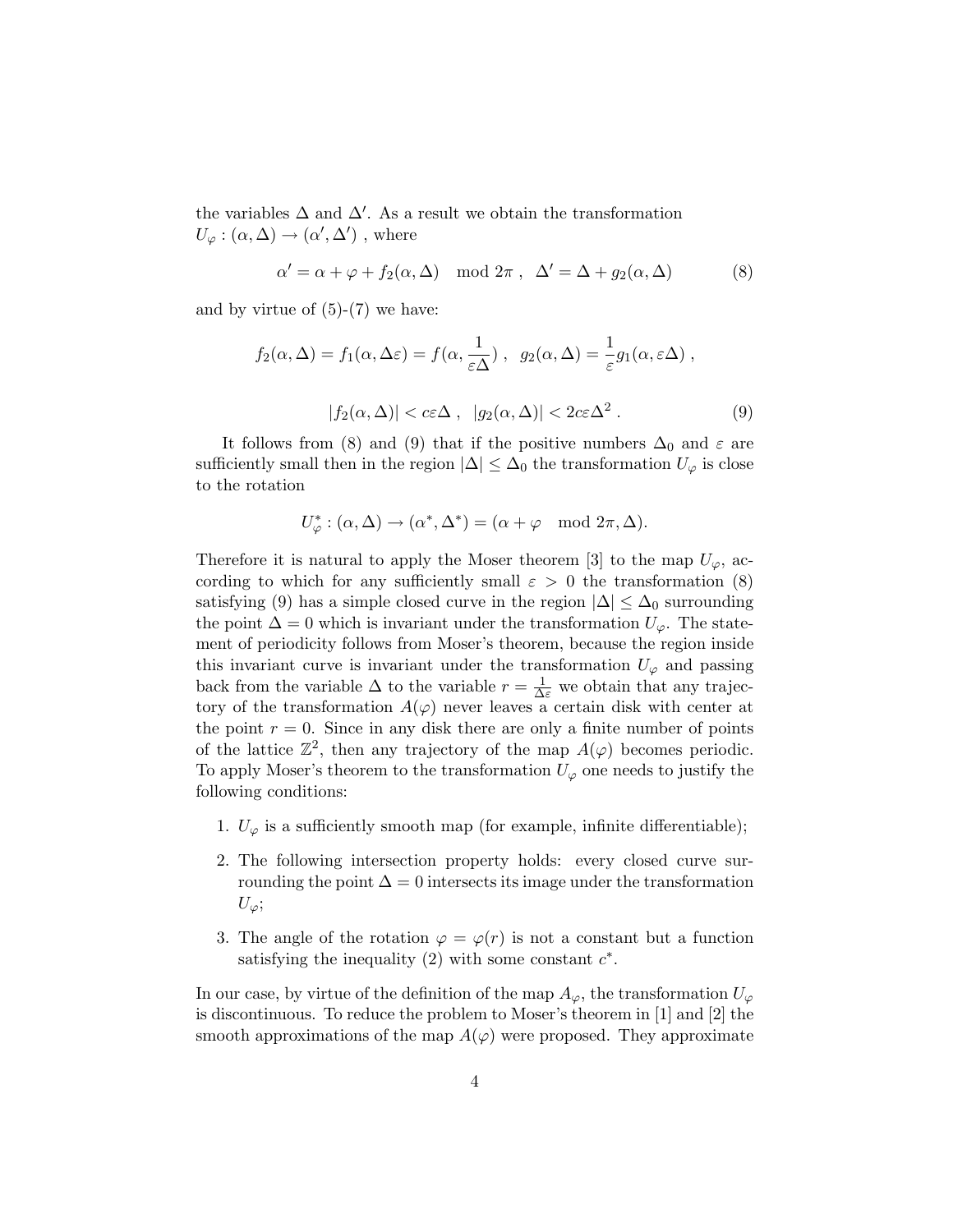the variables $\Delta$ and $\Delta'$. As a result we obtain the transformation $U_\varphi : (\alpha, \Delta) \to (\alpha', \Delta')$ , where

$$\alpha' = \alpha + \varphi + f_2(\alpha, \Delta) \mod 2\pi \ , \ \ \Delta' = \Delta + g_2(\alpha, \Delta) \tag{8}$$

and by virtue of (5)-(7) we have:

$$f_2(\alpha, \Delta) = f_1(\alpha, \Delta\varepsilon) = f(\alpha, \frac{1}{\varepsilon\Delta}) \ , \ \ g_2(\alpha, \Delta) = \frac{1}{\varepsilon} g_1(\alpha, \varepsilon\Delta) \ ,$$

$$|f_2(\alpha, \Delta)| < c\varepsilon\Delta \ , \ \ |g_2(\alpha, \Delta)| < 2c\varepsilon\Delta^2 \ . \tag{9}$$

It follows from (8) and (9) that if the positive numbers $\Delta_0$ and $\varepsilon$ are sufficiently small then in the region $|\Delta| \le \Delta_0$ the transformation $U_\varphi$ is close to the rotation

$$U^*_\varphi : (\alpha, \Delta) \to (\alpha^*, \Delta^*) = (\alpha + \varphi \mod 2\pi, \Delta).$$

Therefore it is natural to apply the Moser theorem [3] to the map $U_\varphi$, according to which for any sufficiently small $\varepsilon > 0$ the transformation (8) satisfying (9) has a simple closed curve in the region $|\Delta| \le \Delta_0$ surrounding the point $\Delta = 0$ which is invariant under the transformation $U_\varphi$. The statement of periodicity follows from Moser's theorem, because the region inside this invariant curve is invariant under the transformation $U_\varphi$ and passing back from the variable $\Delta$ to the variable $r = \frac{1}{\Delta\varepsilon}$ we obtain that any trajectory of the transformation $A(\varphi)$ never leaves a certain disk with center at the point $r = 0$. Since in any disk there are only a finite number of points of the lattice $\mathbb{Z}^2$, then any trajectory of the map $A(\varphi)$ becomes periodic. To apply Moser's theorem to the transformation $U_\varphi$ one needs to justify the following conditions:

1. $U_\varphi$ is a sufficiently smooth map (for example, infinite differentiable);
2. The following intersection property holds: every closed curve surrounding the point $\Delta = 0$ intersects its image under the transformation $U_\varphi$;
3. The angle of the rotation $\varphi = \varphi(r)$ is not a constant but a function satisfying the inequality (2) with some constant $c^*$.

In our case, by virtue of the definition of the map $A_\varphi$, the transformation $U_\varphi$ is discontinuous. To reduce the problem to Moser's theorem in [1] and [2] the smooth approximations of the map $A(\varphi)$ were proposed. They approximate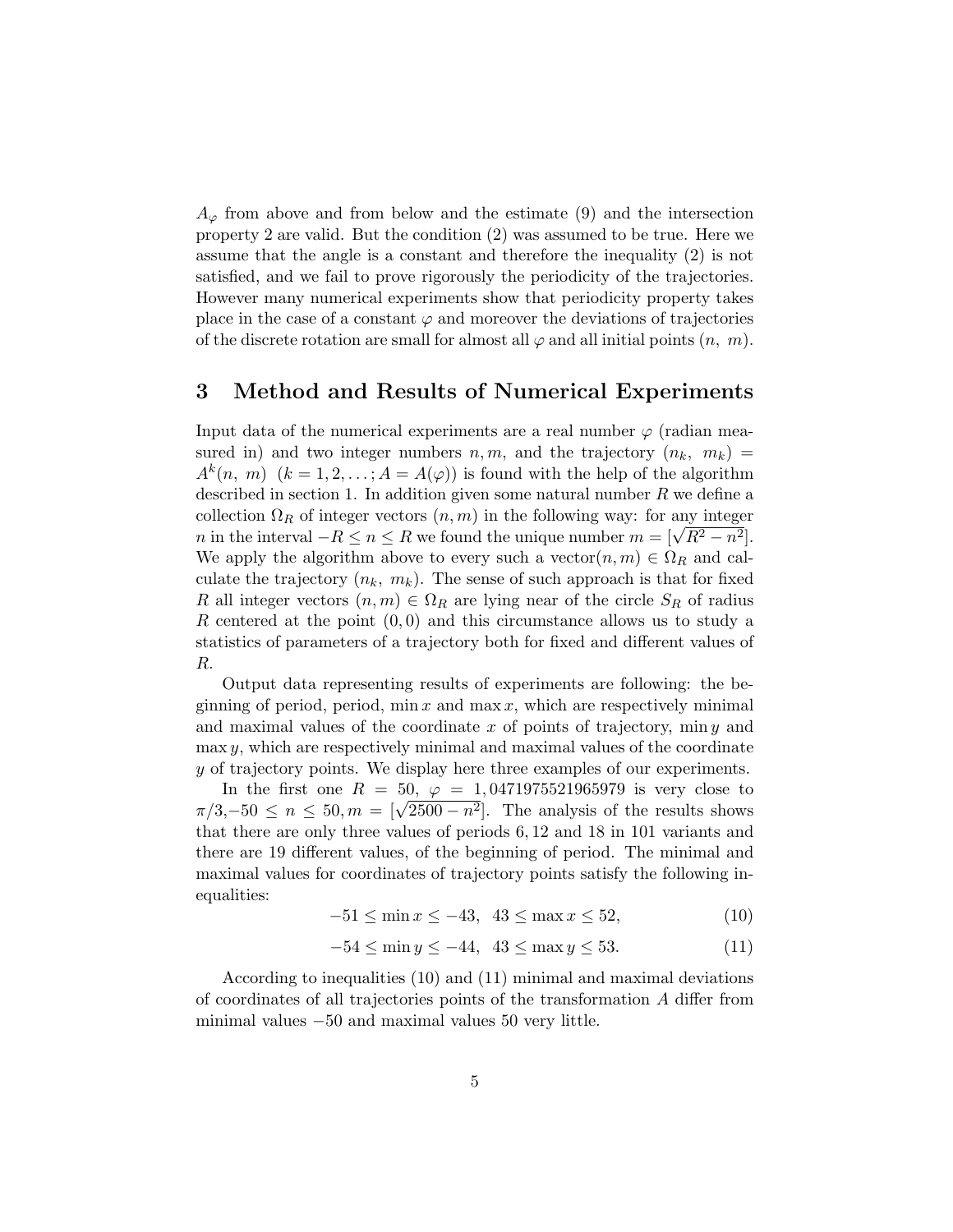$A_\varphi$ from above and from below and the estimate (9) and the intersection property 2 are valid. But the condition (2) was assumed to be true. Here we assume that the angle is a constant and therefore the inequality (2) is not satisfied, and we fail to prove rigorously the periodicity of the trajectories. However many numerical experiments show that periodicity property takes place in the case of a constant $\varphi$ and moreover the deviations of trajectories of the discrete rotation are small for almost all $\varphi$ and all initial points $(n,\ m)$.

## 3 Method and Results of Numerical Experiments

Input data of the numerical experiments are a real number $\varphi$ (radian measured in) and two integer numbers $n, m$, and the trajectory $(n_k,\ m_k) = A^k(n,\ m)\ \ (k = 1, 2, \ldots; A = A(\varphi))$ is found with the help of the algorithm described in section 1. In addition given some natural number $R$ we define a collection $\Omega_R$ of integer vectors $(n, m)$ in the following way: for any integer $n$ in the interval $-R \leq n \leq R$ we found the unique number $m = [\sqrt{R^2 - n^2}]$. We apply the algorithm above to every such a vector$(n, m) \in \Omega_R$ and calculate the trajectory $(n_k,\ m_k)$. The sense of such approach is that for fixed $R$ all integer vectors $(n, m) \in \Omega_R$ are lying near of the circle $S_R$ of radius $R$ centered at the point $(0, 0)$ and this circumstance allows us to study a statistics of parameters of a trajectory both for fixed and different values of $R$.

Output data representing results of experiments are following: the beginning of period, period, $\min x$ and $\max x$, which are respectively minimal and maximal values of the coordinate $x$ of points of trajectory, $\min y$ and $\max y$, which are respectively minimal and maximal values of the coordinate $y$ of trajectory points. We display here three examples of our experiments.

In the first one $R = 50$, $\varphi = 1,0471975521965979$ is very close to $\pi/3$,$-50 \leq n \leq 50, m = [\sqrt{2500 - n^2}]$. The analysis of the results shows that there are only three values of periods 6, 12 and 18 in 101 variants and there are 19 different values, of the beginning of period. The minimal and maximal values for coordinates of trajectory points satisfy the following inequalities:

$$-51 \leq \min x \leq -43, \quad 43 \leq \max x \leq 52, \tag{10}$$

$$-54 \leq \min y \leq -44, \quad 43 \leq \max y \leq 53. \tag{11}$$

According to inequalities (10) and (11) minimal and maximal deviations of coordinates of all trajectories points of the transformation $A$ differ from minimal values $-50$ and maximal values 50 very little.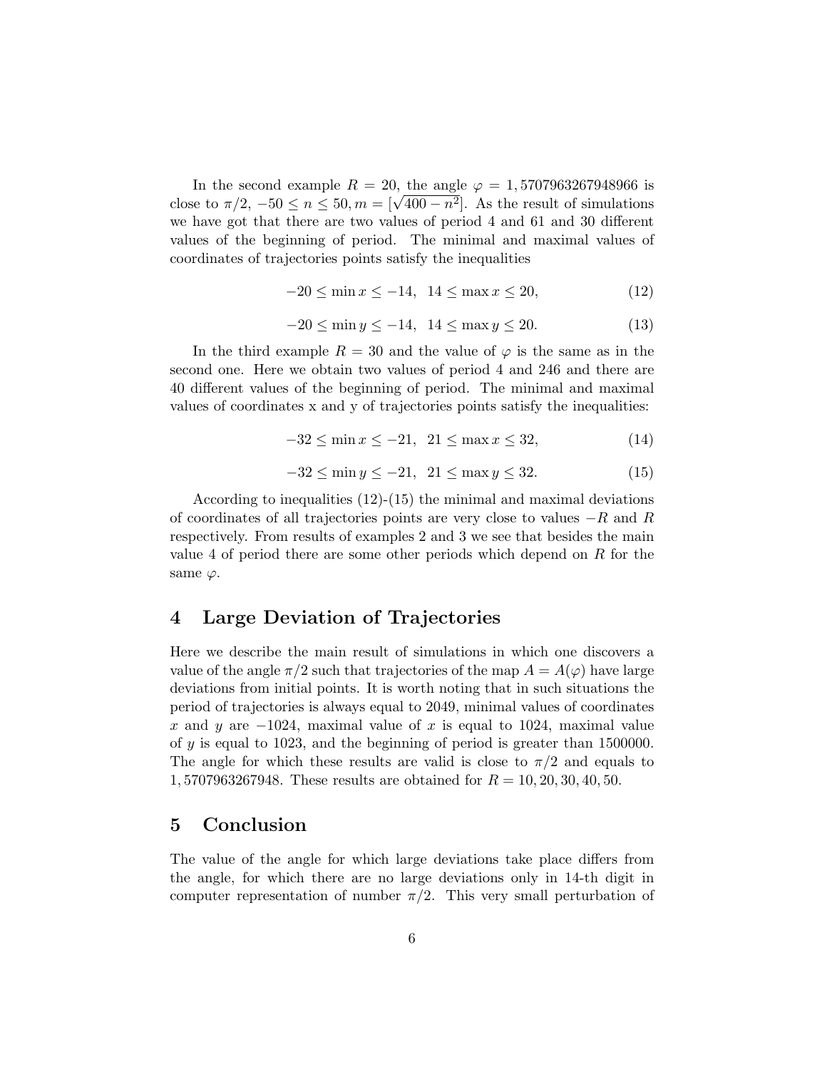In the second example $R = 20$, the angle $\varphi = 1,5707963267948966$ is close to $\pi/2$, $-50 \le n \le 50, m = [\sqrt{400 - n^2}]$. As the result of simulations we have got that there are two values of period 4 and 61 and 30 different values of the beginning of period. The minimal and maximal values of coordinates of trajectories points satisfy the inequalities

$$-20 \le \min x \le -14, \;\; 14 \le \max x \le 20, \tag{12}$$

$$-20 \le \min y \le -14, \;\; 14 \le \max y \le 20. \tag{13}$$

In the third example $R = 30$ and the value of $\varphi$ is the same as in the second one. Here we obtain two values of period 4 and 246 and there are 40 different values of the beginning of period. The minimal and maximal values of coordinates x and y of trajectories points satisfy the inequalities:

$$-32 \le \min x \le -21, \;\; 21 \le \max x \le 32, \tag{14}$$

$$-32 \le \min y \le -21, \;\; 21 \le \max y \le 32. \tag{15}$$

According to inequalities (12)-(15) the minimal and maximal deviations of coordinates of all trajectories points are very close to values $-R$ and $R$ respectively. From results of examples 2 and 3 we see that besides the main value 4 of period there are some other periods which depend on $R$ for the same $\varphi$.

## 4 Large Deviation of Trajectories

Here we describe the main result of simulations in which one discovers a value of the angle $\pi/2$ such that trajectories of the map $A = A(\varphi)$ have large deviations from initial points. It is worth noting that in such situations the period of trajectories is always equal to 2049, minimal values of coordinates $x$ and $y$ are $-1024$, maximal value of $x$ is equal to 1024, maximal value of $y$ is equal to 1023, and the beginning of period is greater than 1500000. The angle for which these results are valid is close to $\pi/2$ and equals to $1,5707963267948$. These results are obtained for $R = 10, 20, 30, 40, 50$.

## 5 Conclusion

The value of the angle for which large deviations take place differs from the angle, for which there are no large deviations only in 14-th digit in computer representation of number $\pi/2$. This very small perturbation of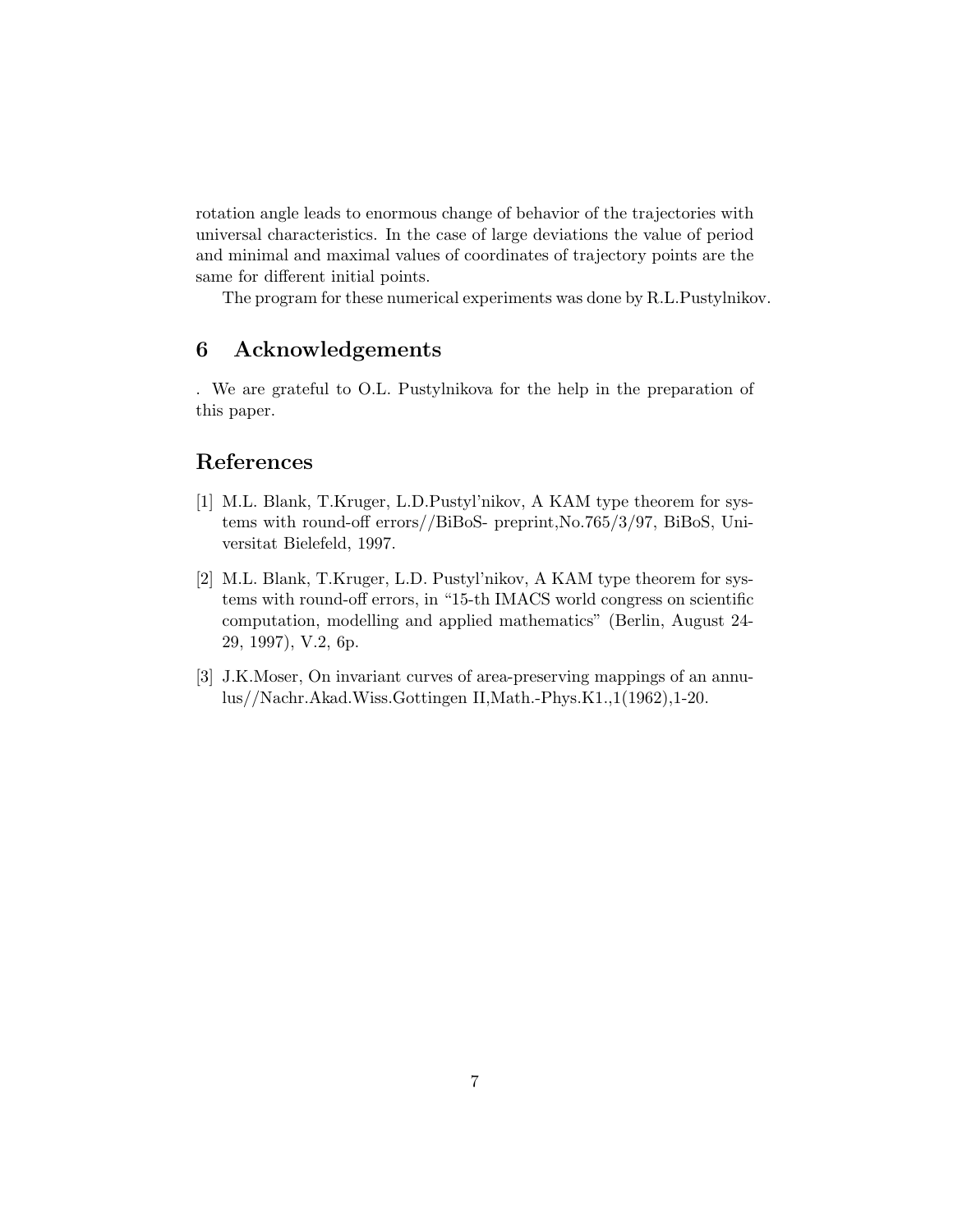rotation angle leads to enormous change of behavior of the trajectories with universal characteristics. In the case of large deviations the value of period and minimal and maximal values of coordinates of trajectory points are the same for different initial points.

The program for these numerical experiments was done by R.L.Pustylnikov.

## 6 Acknowledgements

. We are grateful to O.L. Pustylnikova for the help in the preparation of this paper.

## References

[1] M.L. Blank, T.Kruger, L.D.Pustyl'nikov, A KAM type theorem for systems with round-off errors//BiBoS- preprint,No.765/3/97, BiBoS, Universitat Bielefeld, 1997.

[2] M.L. Blank, T.Kruger, L.D. Pustyl'nikov, A KAM type theorem for systems with round-off errors, in "15-th IMACS world congress on scientific computation, modelling and applied mathematics" (Berlin, August 24-29, 1997), V.2, 6p.

[3] J.K.Moser, On invariant curves of area-preserving mappings of an annulus//Nachr.Akad.Wiss.Gottingen II,Math.-Phys.K1.,1(1962),1-20.